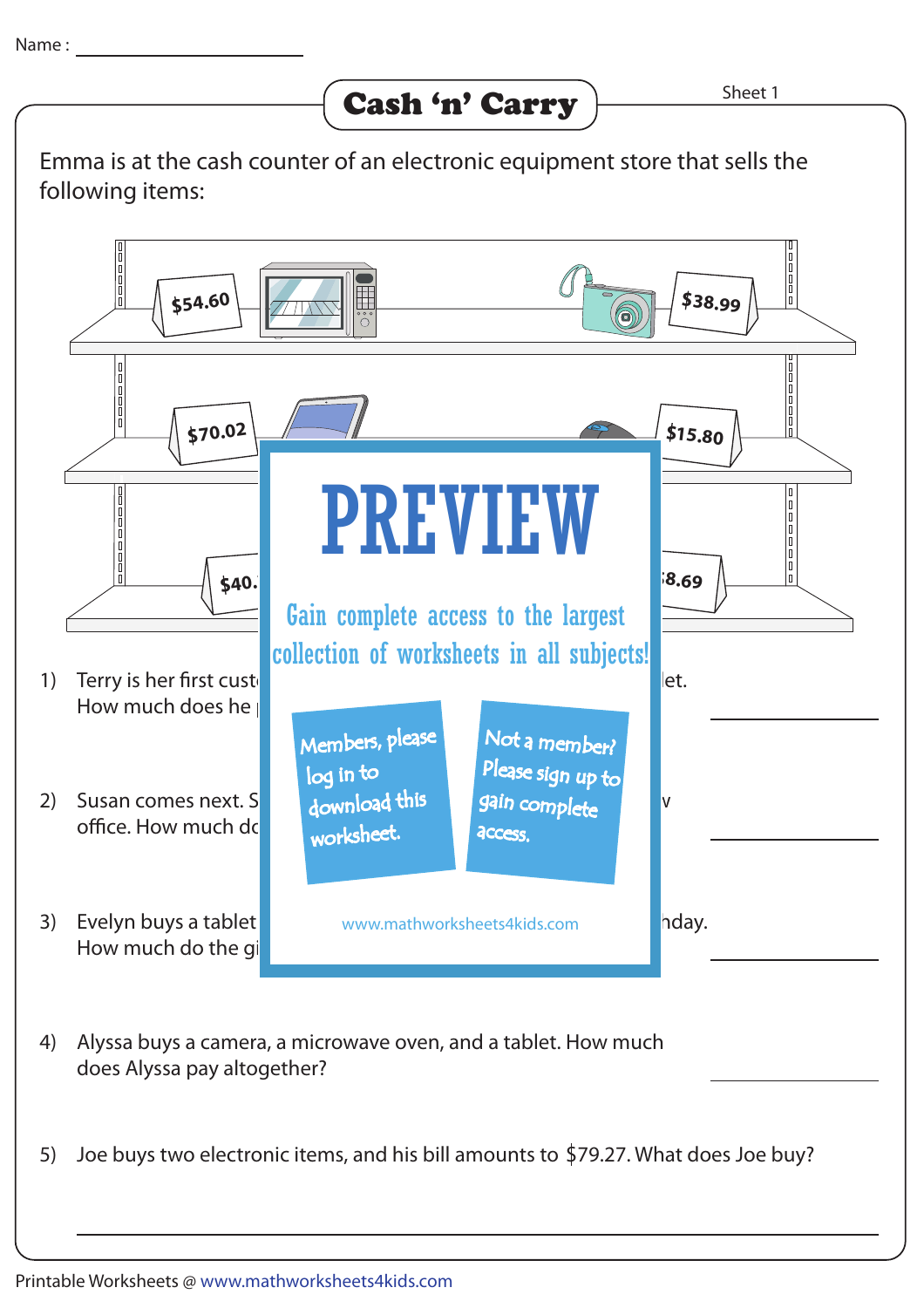Name : ________________

# Cash 'n' Carry

Sheet 1

Emma is at the cash counter of an electronic equipment store that sells the following items:

$54.60 $38.99

$70.02 $15.80

$40. 8.69

PREVIEW

Gain complete access to the largest collection of worksheets in all subjects!

Members, please log in to download this worksheet.

Not a member? Please sign up to gain complete access.

www.mathworksheets4kids.com

1) Terry is her first cust let. How much does he ________________

2) Susan comes next. S v office. How much do ________________

3) Evelyn buys a tablet nday. How much do the gi ________________

4) Alyssa buys a camera, a microwave oven, and a tablet. How much does Alyssa pay altogether? ________________

5) Joe buys two electronic items, and his bill amounts to $79.27. What does Joe buy?

________________________________________________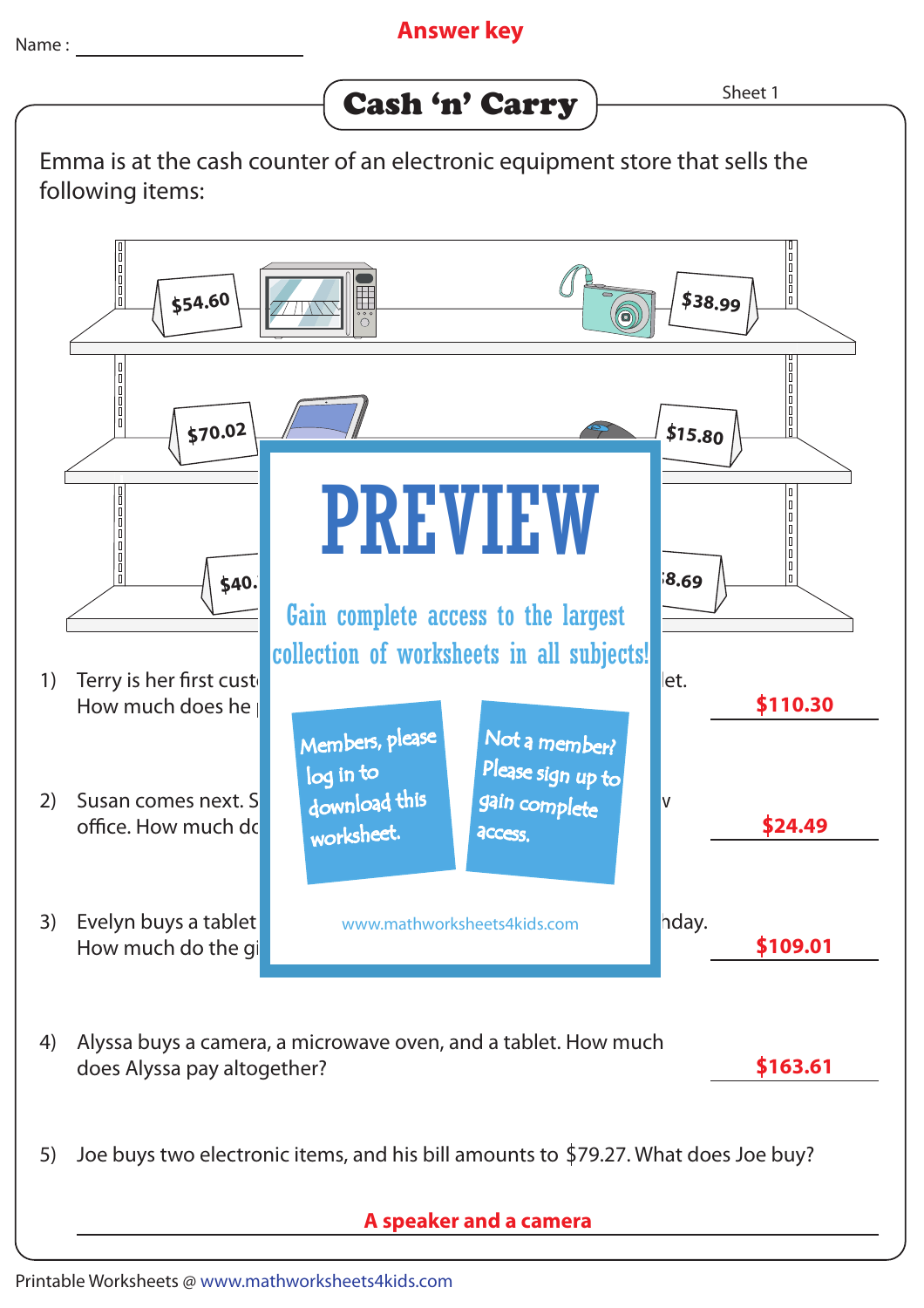Name : ____________

**Answer key**

# Cash 'n' Carry

Sheet 1

Emma is at the cash counter of an electronic equipment store that sells the following items:

$54.60

$38.99

$70.02

$15.80

$40.

8.69

PREVIEW

Gain complete access to the largest collection of worksheets in all subjects!

Members, please log in to download this worksheet.

Not a member? Please sign up to gain complete access.

www.mathworksheets4kids.com

1) Terry is her first cust... et. How much does he ... **$110.30**

2) Susan comes next. S... v office. How much do... **$24.49**

3) Evelyn buys a tablet ... nday. How much do the gi... **$109.01**

4) Alyssa buys a camera, a microwave oven, and a tablet. How much does Alyssa pay altogether? **$163.61**

5) Joe buys two electronic items, and his bill amounts to $79.27. What does Joe buy?

**A speaker and a camera**